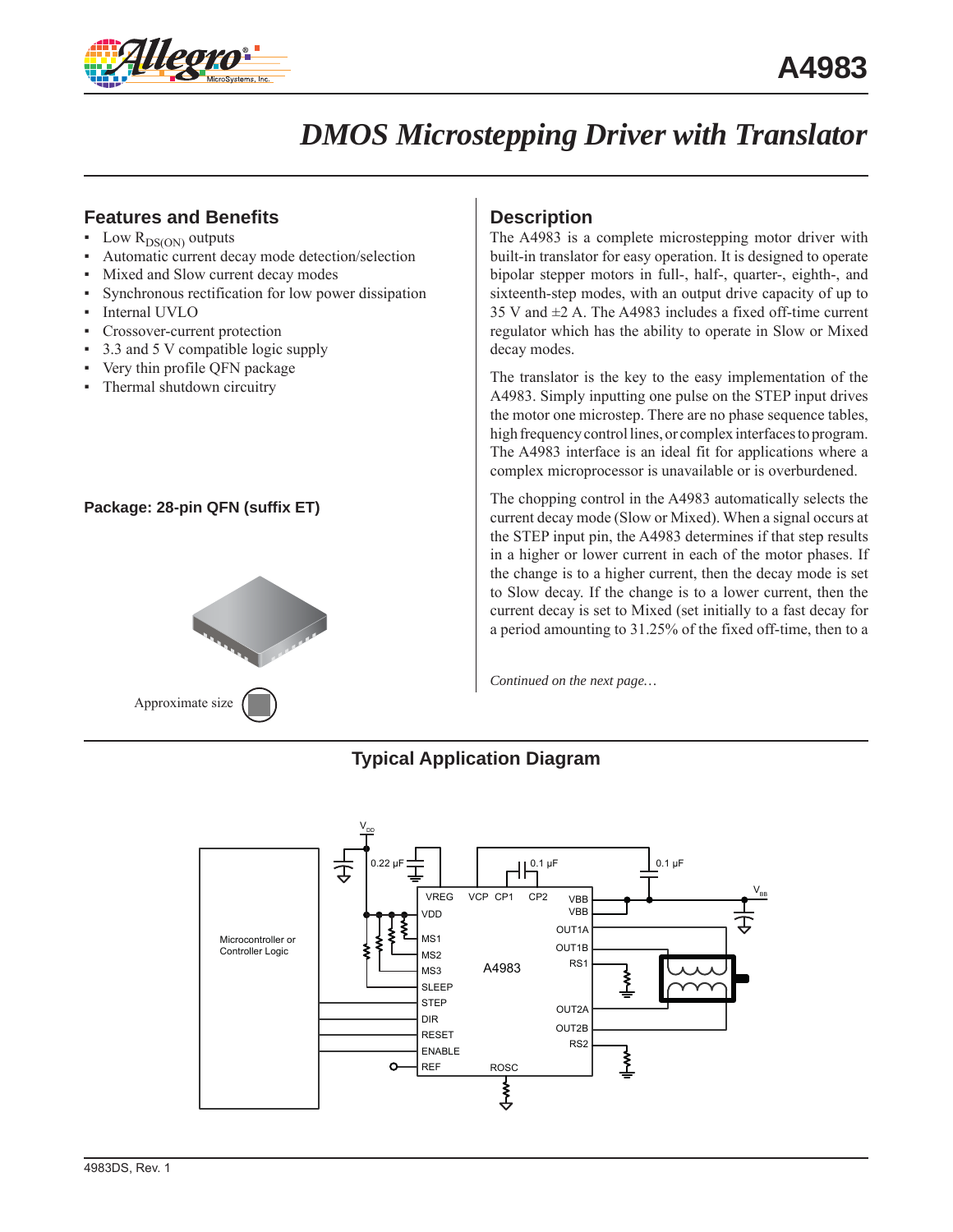# A4983

# DMOS Microstepping Driver with Translator

## Features and Benefits

- Low $R_{DS(ON)}$ outputs
- Automatic current decay mode detection/selection
- Mixed and Slow current decay modes
- Synchronous rectification for low power dissipation
- Internal UVLO
- Crossover-current protection
- 3.3 and 5 V compatible logic supply
- Very thin profile QFN package
- Thermal shutdown circuitry

**Package: 28-pin QFN (suffix ET)**

Approximate size

## Description

The A4983 is a complete microstepping motor driver with built-in translator for easy operation. It is designed to operate bipolar stepper motors in full-, half-, quarter-, eighth-, and sixteenth-step modes, with an output drive capacity of up to 35 V and ±2 A. The A4983 includes a fixed off-time current regulator which has the ability to operate in Slow or Mixed decay modes.

The translator is the key to the easy implementation of the A4983. Simply inputting one pulse on the STEP input drives the motor one microstep. There are no phase sequence tables, high frequency control lines, or complex interfaces to program. The A4983 interface is an ideal fit for applications where a complex microprocessor is unavailable or is overburdened.

The chopping control in the A4983 automatically selects the current decay mode (Slow or Mixed). When a signal occurs at the STEP input pin, the A4983 determines if that step results in a higher or lower current in each of the motor phases. If the change is to a higher current, then the decay mode is set to Slow decay. If the change is to a lower current, then the current decay is set to Mixed (set initially to a fast decay for a period amounting to 31.25% of the fixed off-time, then to a

*Continued on the next page…*

## Typical Application Diagram

4983DS, Rev. 1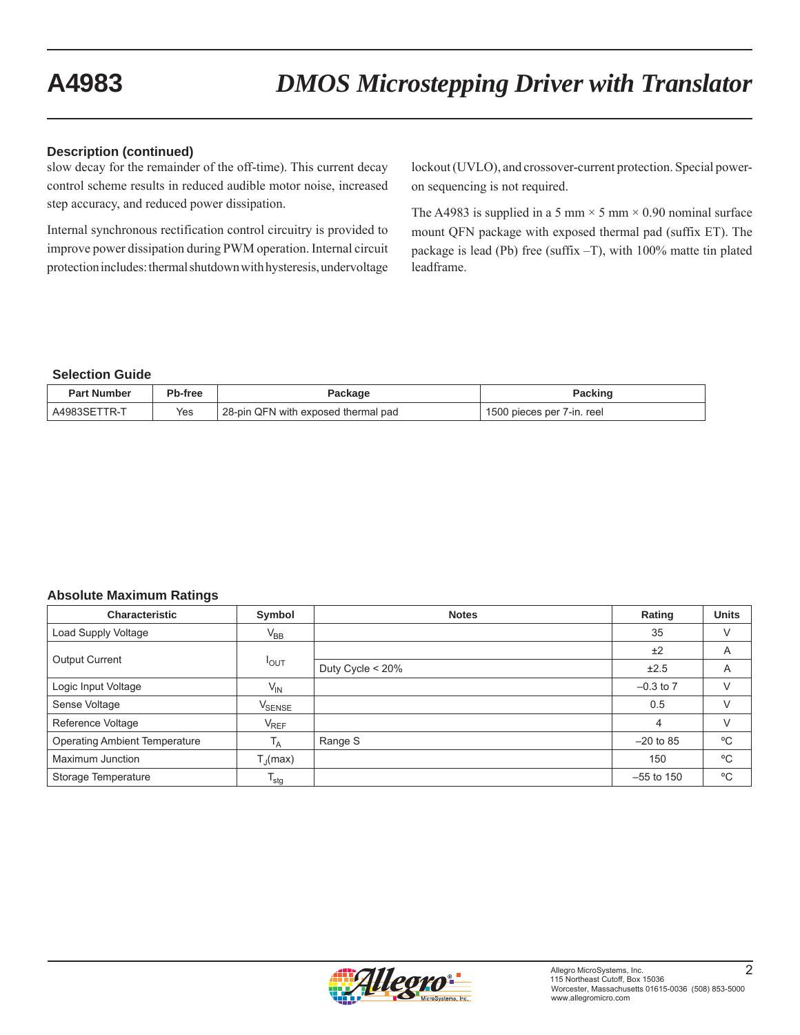### Description (continued)

slow decay for the remainder of the off-time). This current decay control scheme results in reduced audible motor noise, increased step accuracy, and reduced power dissipation.

Internal synchronous rectification control circuitry is provided to improve power dissipation during PWM operation. Internal circuit protection includes: thermal shutdown with hysteresis, undervoltage lockout (UVLO), and crossover-current protection. Special power-on sequencing is not required.

The A4983 is supplied in a 5 mm × 5 mm × 0.90 nominal surface mount QFN package with exposed thermal pad (suffix ET). The package is lead (Pb) free (suffix –T), with 100% matte tin plated leadframe.

### Selection Guide

| Part Number | Pb-free | Package | Packing |
|---|---|---|---|
| A4983SETTR-T | Yes | 28-pin QFN with exposed thermal pad | 1500 pieces per 7-in. reel |

### Absolute Maximum Ratings

| Characteristic | Symbol | Notes | Rating | Units |
|---|---|---|---|---|
| Load Supply Voltage | $V_{BB}$ | | 35 | V |
| Output Current | $I_{OUT}$ | | ±2 | A |
| | | Duty Cycle < 20% | ±2.5 | A |
| Logic Input Voltage | $V_{IN}$ | | –0.3 to 7 | V |
| Sense Voltage | $V_{SENSE}$ | | 0.5 | V |
| Reference Voltage | $V_{REF}$ | | 4 | V |
| Operating Ambient Temperature | $T_A$ | Range S | –20 to 85 | ºC |
| Maximum Junction | $T_J$(max) | | 150 | ºC |
| Storage Temperature | $T_{stg}$ | | –55 to 150 | ºC |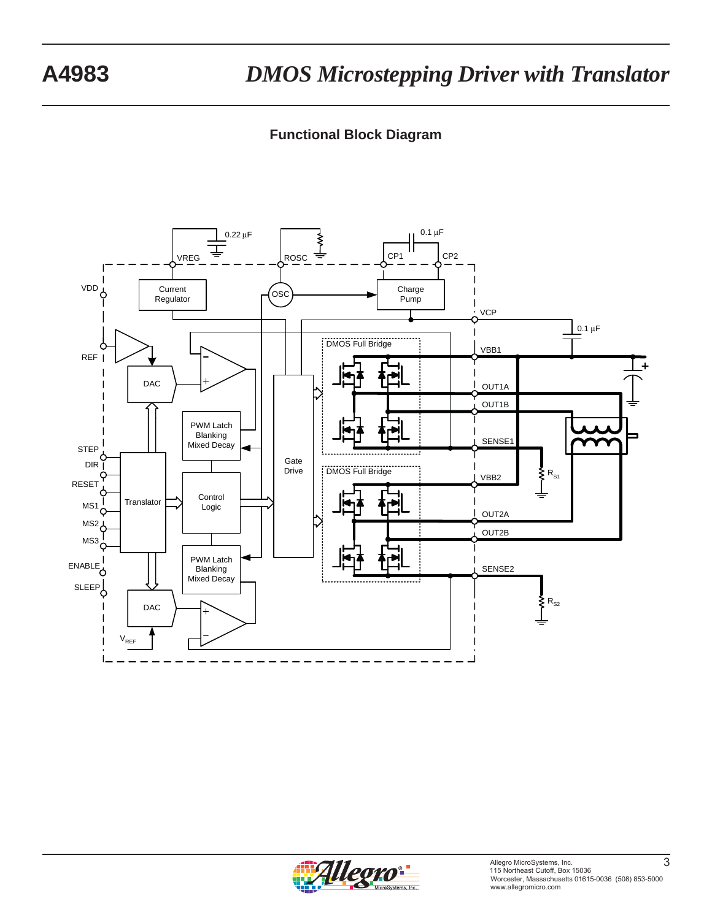## Functional Block Diagram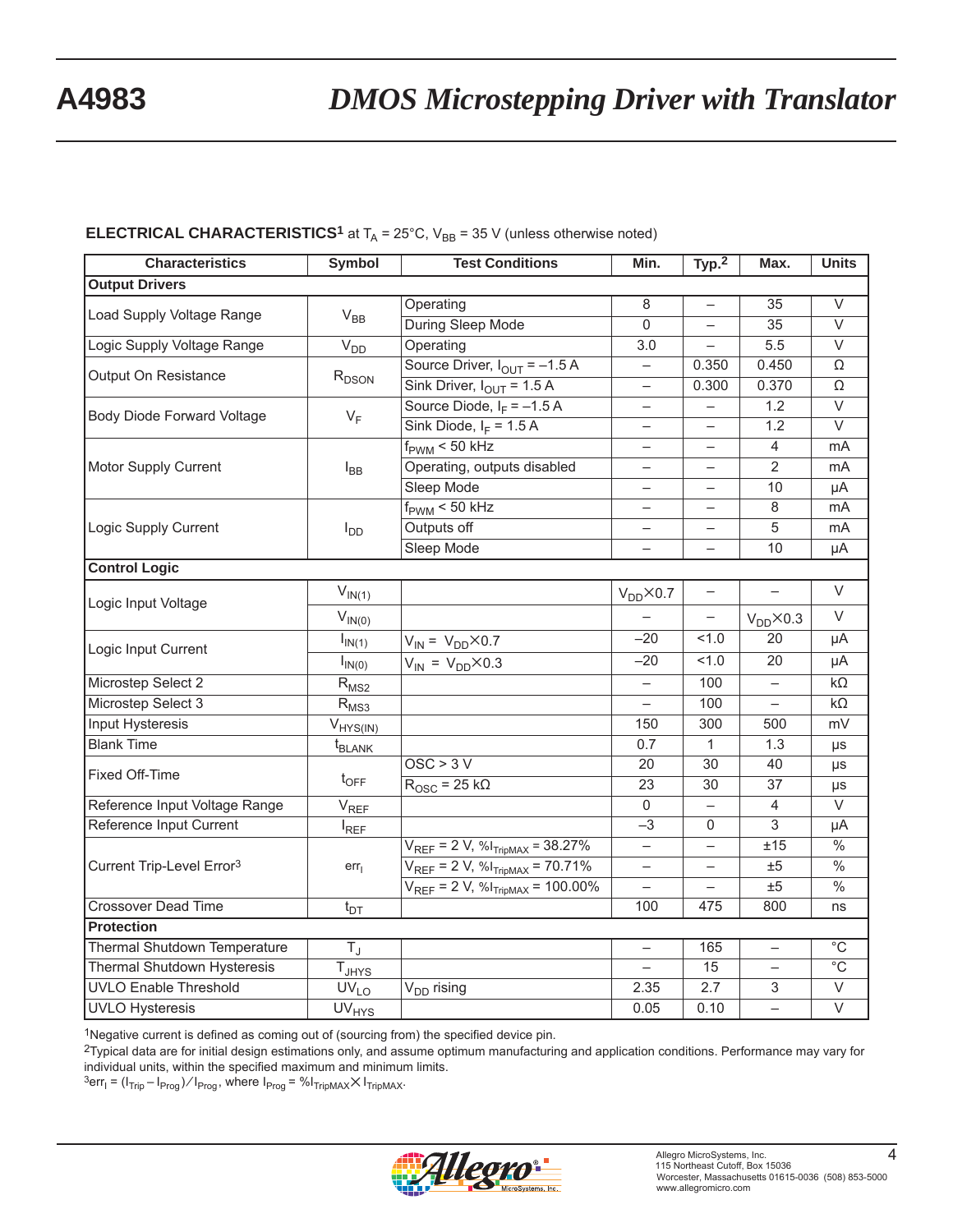**ELECTRICAL CHARACTERISTICS**[1] at $T_A$ = 25°C, $V_{BB}$ = 35 V (unless otherwise noted)

| Characteristics | Symbol | Test Conditions | Min. | Typ.[2] | Max. | Units |
|---|---|---|---|---|---|---|
| **Output Drivers** | | | | | | |
| Load Supply Voltage Range | $V_{BB}$ | Operating | 8 | – | 35 | V |
| | | During Sleep Mode | 0 | – | 35 | V |
| Logic Supply Voltage Range | $V_{DD}$ | Operating | 3.0 | – | 5.5 | V |
| Output On Resistance | $R_{DSON}$ | Source Driver, $I_{OUT}$ = –1.5 A | – | 0.350 | 0.450 | Ω |
| | | Sink Driver, $I_{OUT}$ = 1.5 A | – | 0.300 | 0.370 | Ω |
| Body Diode Forward Voltage | $V_F$ | Source Diode, $I_F$ = –1.5 A | – | – | 1.2 | V |
| | | Sink Diode, $I_F$ = 1.5 A | – | – | 1.2 | V |
| Motor Supply Current | $I_{BB}$ | $f_{PWM}$ < 50 kHz | – | – | 4 | mA |
| | | Operating, outputs disabled | – | – | 2 | mA |
| | | Sleep Mode | – | – | 10 | μA |
| Logic Supply Current | $I_{DD}$ | $f_{PWM}$ < 50 kHz | – | – | 8 | mA |
| | | Outputs off | – | – | 5 | mA |
| | | Sleep Mode | – | – | 10 | μA |
| **Control Logic** | | | | | | |
| Logic Input Voltage | $V_{IN(1)}$ | | $V_{DD}$×0.7 | – | – | V |
| | $V_{IN(0)}$ | | – | – | $V_{DD}$×0.3 | V |
| Logic Input Current | $I_{IN(1)}$ | $V_{IN}$ = $V_{DD}$×0.7 | –20 | <1.0 | 20 | μA |
| | $I_{IN(0)}$ | $V_{IN}$ = $V_{DD}$×0.3 | –20 | <1.0 | 20 | μA |
| Microstep Select 2 | $R_{MS2}$ | | – | 100 | – | kΩ |
| Microstep Select 3 | $R_{MS3}$ | | – | 100 | – | kΩ |
| Input Hysteresis | $V_{HYS(IN)}$ | | 150 | 300 | 500 | mV |
| Blank Time | $t_{BLANK}$ | | 0.7 | 1 | 1.3 | μs |
| Fixed Off-Time | $t_{OFF}$ | OSC > 3 V | 20 | 30 | 40 | μs |
| | | $R_{OSC}$ = 25 kΩ | 23 | 30 | 37 | μs |
| Reference Input Voltage Range | $V_{REF}$ | | 0 | – | 4 | V |
| Reference Input Current | $I_{REF}$ | | –3 | 0 | 3 | μA |
| Current Trip-Level Error[3] | $err_I$ | $V_{REF}$ = 2 V, $\%I_{TripMAX}$ = 38.27% | – | – | ±15 | % |
| | | $V_{REF}$ = 2 V, $\%I_{TripMAX}$ = 70.71% | – | – | ±5 | % |
| | | $V_{REF}$ = 2 V, $\%I_{TripMAX}$ = 100.00% | – | – | ±5 | % |
| Crossover Dead Time | $t_{DT}$ | | 100 | 475 | 800 | ns |
| **Protection** | | | | | | |
| Thermal Shutdown Temperature | $T_J$ | | – | 165 | – | °C |
| Thermal Shutdown Hysteresis | $T_{JHYS}$ | | – | 15 | – | °C |
| UVLO Enable Threshold | $UV_{LO}$ | $V_{DD}$ rising | 2.35 | 2.7 | 3 | V |
| UVLO Hysteresis | $UV_{HYS}$ | | 0.05 | 0.10 | – | V |

[1]Negative current is defined as coming out of (sourcing from) the specified device pin.

[2]Typical data are for initial design estimations only, and assume optimum manufacturing and application conditions. Performance may vary for individual units, within the specified maximum and minimum limits.

[3]$err_I = (I_{Trip} - I_{Prog}) / I_{Prog}$, where $I_{Prog} = \%I_{TripMAX} \times I_{TripMAX}$.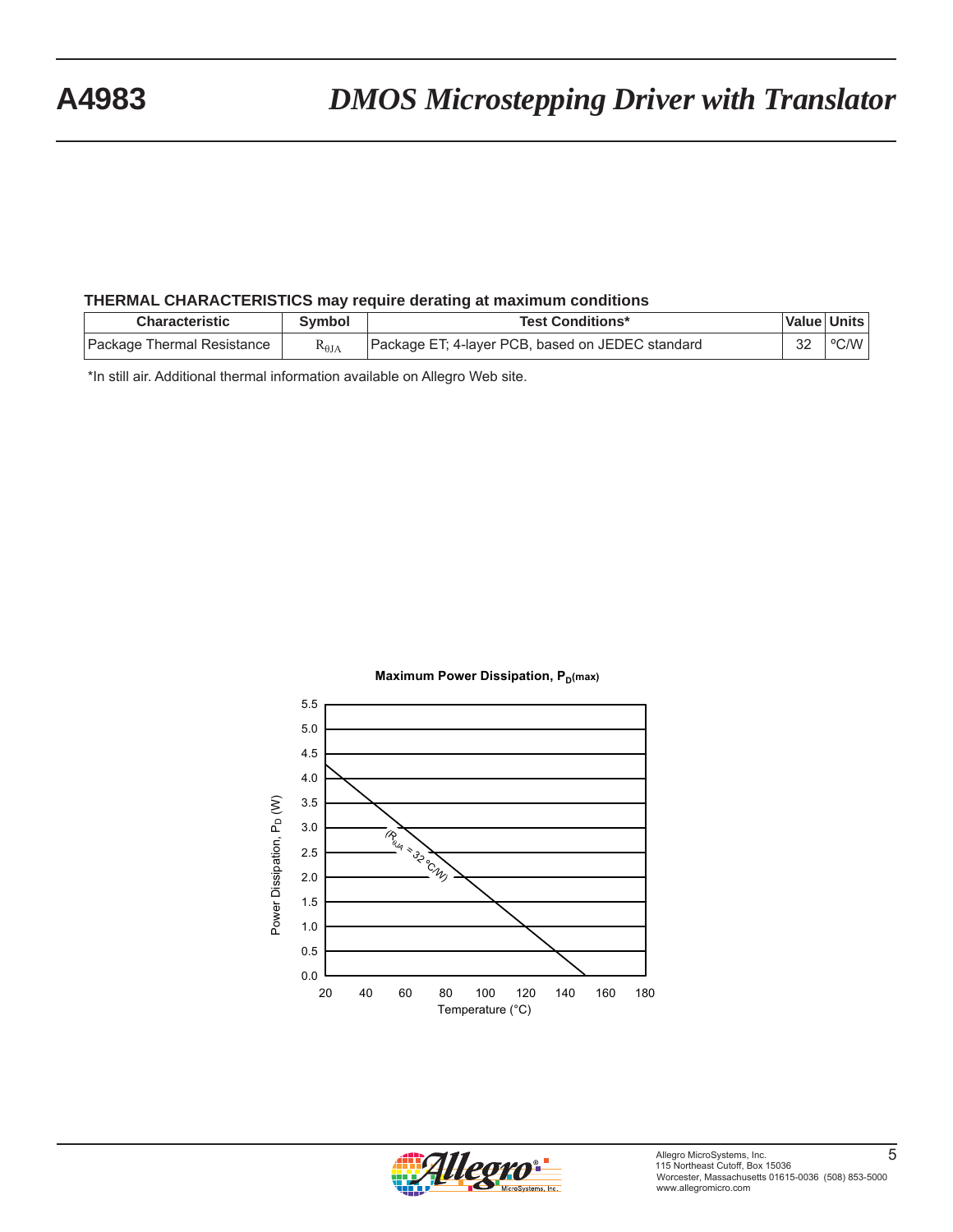### THERMAL CHARACTERISTICS may require derating at maximum conditions

| Characteristic | Symbol | Test Conditions* | Value | Units |
|---|---|---|---|---|
| Package Thermal Resistance | $R_{\theta JA}$ | Package ET; 4-layer PCB, based on JEDEC standard | 32 | ºC/W |

*In still air. Additional thermal information available on Allegro Web site.

**Maximum Power Dissipation, $P_{D(max)}$**

Power Dissipation, $P_D$ (W)

($R_{\theta JA}$ = 32 ºC/W)

Temperature (°C)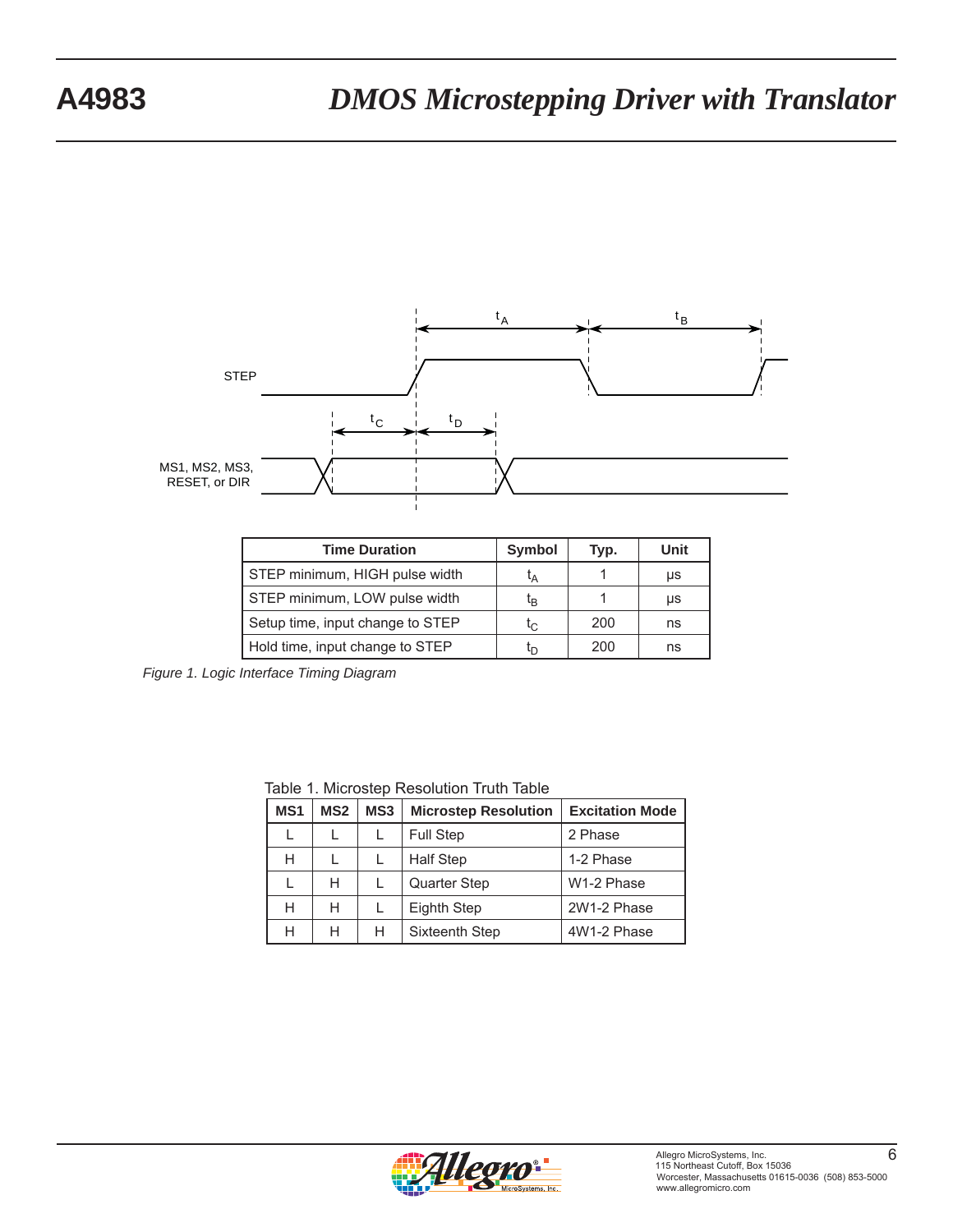STEP

MS1, MS2, MS3, RESET, or DIR

| Time Duration | Symbol | Typ. | Unit |
|---|---|---|---|
| STEP minimum, HIGH pulse width | $t_A$ | 1 | μs |
| STEP minimum, LOW pulse width | $t_B$ | 1 | μs |
| Setup time, input change to STEP | $t_C$ | 200 | ns |
| Hold time, input change to STEP | $t_D$ | 200 | ns |

*Figure 1. Logic Interface Timing Diagram*

Table 1. Microstep Resolution Truth Table

| MS1 | MS2 | MS3 | Microstep Resolution | Excitation Mode |
|---|---|---|---|---|
| L | L | L | Full Step | 2 Phase |
| H | L | L | Half Step | 1-2 Phase |
| L | H | L | Quarter Step | W1-2 Phase |
| H | H | L | Eighth Step | 2W1-2 Phase |
| H | H | H | Sixteenth Step | 4W1-2 Phase |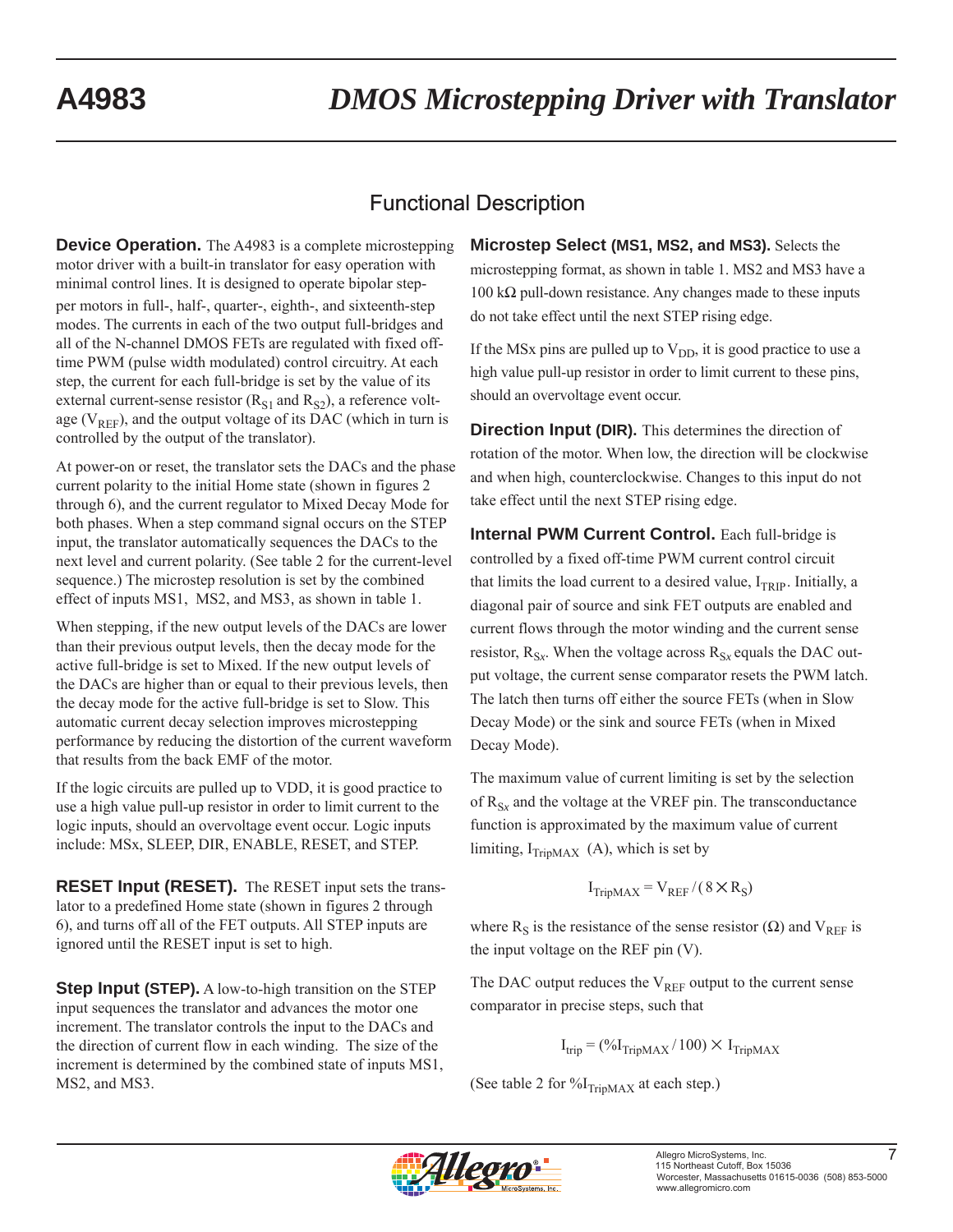## Functional Description

**Device Operation.** The A4983 is a complete microstepping motor driver with a built-in translator for easy operation with minimal control lines. It is designed to operate bipolar stepper motors in full-, half-, quarter-, eighth-, and sixteenth-step modes. The currents in each of the two output full-bridges and all of the N-channel DMOS FETs are regulated with fixed off-time PWM (pulse width modulated) control circuitry. At each step, the current for each full-bridge is set by the value of its external current-sense resistor ($R_{S1}$ and $R_{S2}$), a reference voltage ($V_{REF}$), and the output voltage of its DAC (which in turn is controlled by the output of the translator).

At power-on or reset, the translator sets the DACs and the phase current polarity to the initial Home state (shown in figures 2 through 6), and the current regulator to Mixed Decay Mode for both phases. When a step command signal occurs on the STEP input, the translator automatically sequences the DACs to the next level and current polarity. (See table 2 for the current-level sequence.) The microstep resolution is set by the combined effect of inputs MS1, MS2, and MS3, as shown in table 1.

When stepping, if the new output levels of the DACs are lower than their previous output levels, then the decay mode for the active full-bridge is set to Mixed. If the new output levels of the DACs are higher than or equal to their previous levels, then the decay mode for the active full-bridge is set to Slow. This automatic current decay selection improves microstepping performance by reducing the distortion of the current waveform that results from the back EMF of the motor.

If the logic circuits are pulled up to VDD, it is good practice to use a high value pull-up resistor in order to limit current to the logic inputs, should an overvoltage event occur. Logic inputs include: MSx, SLEEP, DIR, ENABLE, RESET, and STEP.

**RESET Input (RESET).** The RESET input sets the translator to a predefined Home state (shown in figures 2 through 6), and turns off all of the FET outputs. All STEP inputs are ignored until the RESET input is set to high.

**Step Input (STEP).** A low-to-high transition on the STEP input sequences the translator and advances the motor one increment. The translator controls the input to the DACs and the direction of current flow in each winding. The size of the increment is determined by the combined state of inputs MS1, MS2, and MS3.

**Microstep Select (MS1, MS2, and MS3).** Selects the microstepping format, as shown in table 1. MS2 and MS3 have a 100 kΩ pull-down resistance. Any changes made to these inputs do not take effect until the next STEP rising edge.

If the MSx pins are pulled up to $V_{DD}$, it is good practice to use a high value pull-up resistor in order to limit current to these pins, should an overvoltage event occur.

**Direction Input (DIR).** This determines the direction of rotation of the motor. When low, the direction will be clockwise and when high, counterclockwise. Changes to this input do not take effect until the next STEP rising edge.

**Internal PWM Current Control.** Each full-bridge is controlled by a fixed off-time PWM current control circuit that limits the load current to a desired value, $I_{TRIP}$. Initially, a diagonal pair of source and sink FET outputs are enabled and current flows through the motor winding and the current sense resistor, $R_{Sx}$. When the voltage across $R_{Sx}$ equals the DAC output voltage, the current sense comparator resets the PWM latch. The latch then turns off either the source FETs (when in Slow Decay Mode) or the sink and source FETs (when in Mixed Decay Mode).

The maximum value of current limiting is set by the selection of $R_{Sx}$ and the voltage at the VREF pin. The transconductance function is approximated by the maximum value of current limiting, $I_{TripMAX}$ (A), which is set by

$$I_{TripMAX} = V_{REF} / (8 \times R_S)$$

where $R_S$ is the resistance of the sense resistor (Ω) and $V_{REF}$ is the input voltage on the REF pin (V).

The DAC output reduces the $V_{REF}$ output to the current sense comparator in precise steps, such that

$$I_{trip} = (\%I_{TripMAX} / 100) \times I_{TripMAX}$$

(See table 2 for $\%I_{TripMAX}$ at each step.)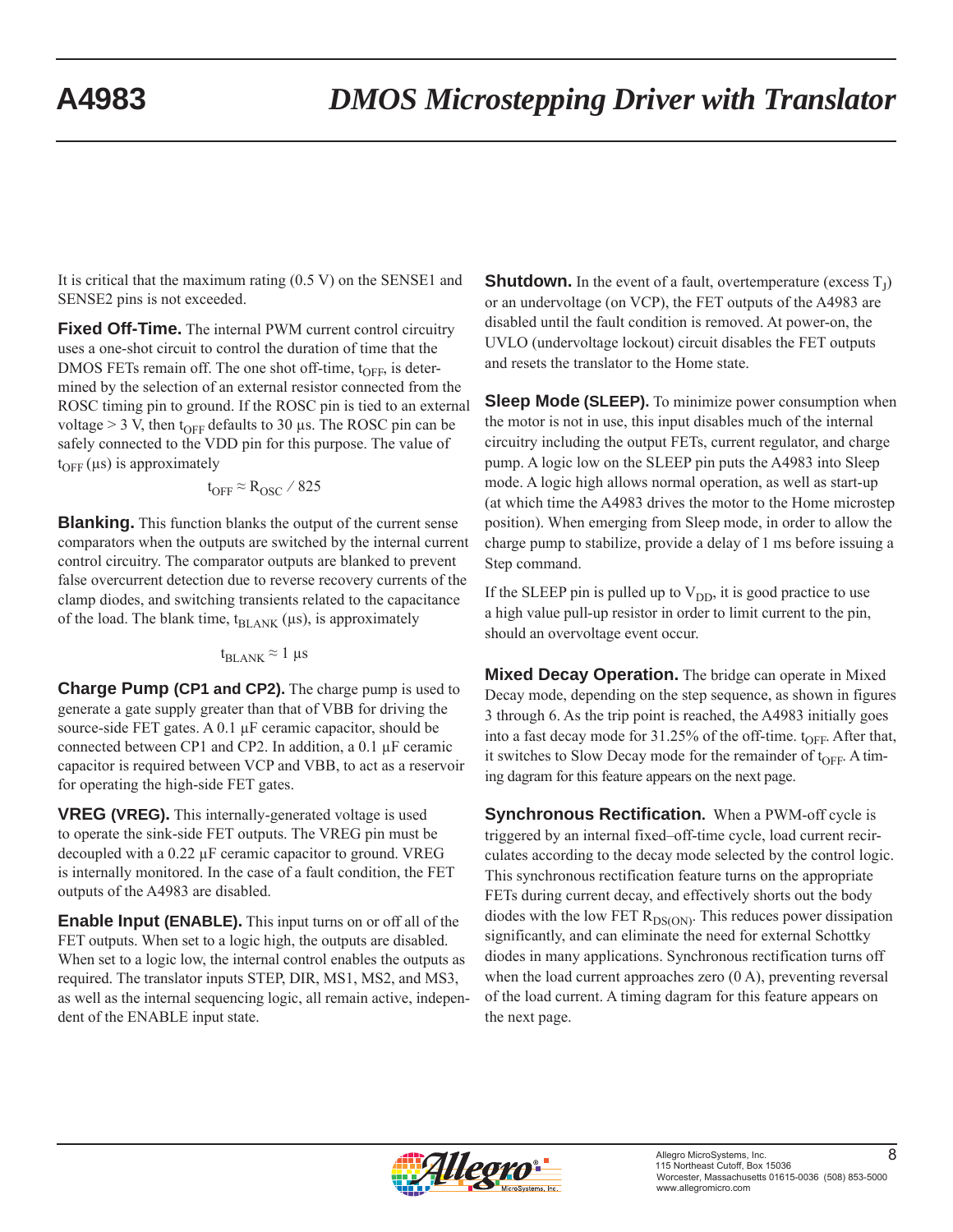It is critical that the maximum rating (0.5 V) on the SENSE1 and SENSE2 pins is not exceeded.

**Fixed Off-Time.** The internal PWM current control circuitry uses a one-shot circuit to control the duration of time that the DMOS FETs remain off. The one shot off-time, $t_{OFF}$, is determined by the selection of an external resistor connected from the ROSC timing pin to ground. If the ROSC pin is tied to an external voltage > 3 V, then $t_{OFF}$ defaults to 30 µs. The ROSC pin can be safely connected to the VDD pin for this purpose. The value of $t_{OFF}$ (µs) is approximately

$$t_{OFF} \approx R_{OSC} \,/\, 825$$

**Blanking.** This function blanks the output of the current sense comparators when the outputs are switched by the internal current control circuitry. The comparator outputs are blanked to prevent false overcurrent detection due to reverse recovery currents of the clamp diodes, and switching transients related to the capacitance of the load. The blank time, $t_{BLANK}$ (µs), is approximately

$$t_{BLANK} \approx 1 \text{ µs}$$

**Charge Pump (CP1 and CP2).** The charge pump is used to generate a gate supply greater than that of VBB for driving the source-side FET gates. A 0.1 µF ceramic capacitor, should be connected between CP1 and CP2. In addition, a 0.1 µF ceramic capacitor is required between VCP and VBB, to act as a reservoir for operating the high-side FET gates.

**VREG (VREG).** This internally-generated voltage is used to operate the sink-side FET outputs. The VREG pin must be decoupled with a 0.22 µF ceramic capacitor to ground. VREG is internally monitored. In the case of a fault condition, the FET outputs of the A4983 are disabled.

**Enable Input (ENABLE).** This input turns on or off all of the FET outputs. When set to a logic high, the outputs are disabled. When set to a logic low, the internal control enables the outputs as required. The translator inputs STEP, DIR, MS1, MS2, and MS3, as well as the internal sequencing logic, all remain active, independent of the ENABLE input state.

**Shutdown.** In the event of a fault, overtemperature (excess $T_J$) or an undervoltage (on VCP), the FET outputs of the A4983 are disabled until the fault condition is removed. At power-on, the UVLO (undervoltage lockout) circuit disables the FET outputs and resets the translator to the Home state.

**Sleep Mode (SLEEP).** To minimize power consumption when the motor is not in use, this input disables much of the internal circuitry including the output FETs, current regulator, and charge pump. A logic low on the SLEEP pin puts the A4983 into Sleep mode. A logic high allows normal operation, as well as start-up (at which time the A4983 drives the motor to the Home microstep position). When emerging from Sleep mode, in order to allow the charge pump to stabilize, provide a delay of 1 ms before issuing a Step command.

If the SLEEP pin is pulled up to $V_{DD}$, it is good practice to use a high value pull-up resistor in order to limit current to the pin, should an overvoltage event occur.

**Mixed Decay Operation.** The bridge can operate in Mixed Decay mode, depending on the step sequence, as shown in figures 3 through 6. As the trip point is reached, the A4983 initially goes into a fast decay mode for 31.25% of the off-time. $t_{OFF}$. After that, it switches to Slow Decay mode for the remainder of $t_{OFF}$. A timing dagram for this feature appears on the next page.

**Synchronous Rectification.** When a PWM-off cycle is triggered by an internal fixed–off-time cycle, load current recirculates according to the decay mode selected by the control logic. This synchronous rectification feature turns on the appropriate FETs during current decay, and effectively shorts out the body diodes with the low FET $R_{DS(ON)}$. This reduces power dissipation significantly, and can eliminate the need for external Schottky diodes in many applications. Synchronous rectification turns off when the load current approaches zero (0 A), preventing reversal of the load current. A timing dagram for this feature appears on the next page.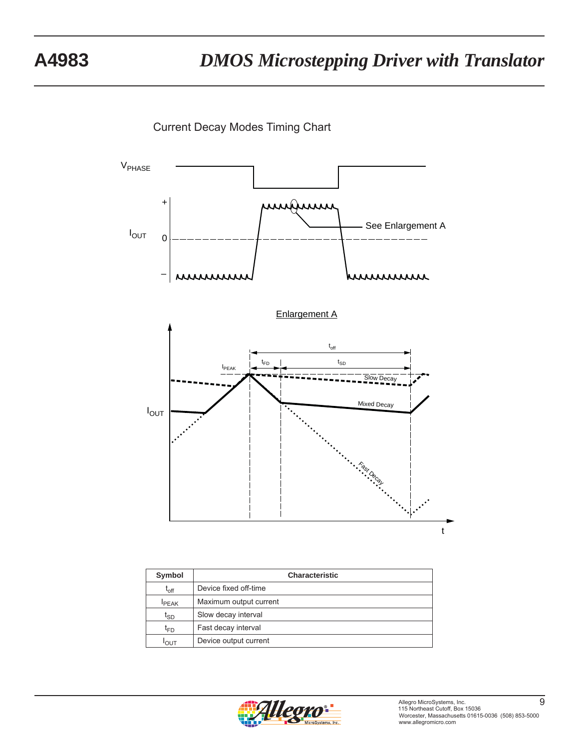Current Decay Modes Timing Chart

Enlargement A

| Symbol | Characteristic |
| --- | --- |
| $t_{off}$ | Device fixed off-time |
| $I_{PEAK}$ | Maximum output current |
| $t_{SD}$ | Slow decay interval |
| $t_{FD}$ | Fast decay interval |
| $I_{OUT}$ | Device output current |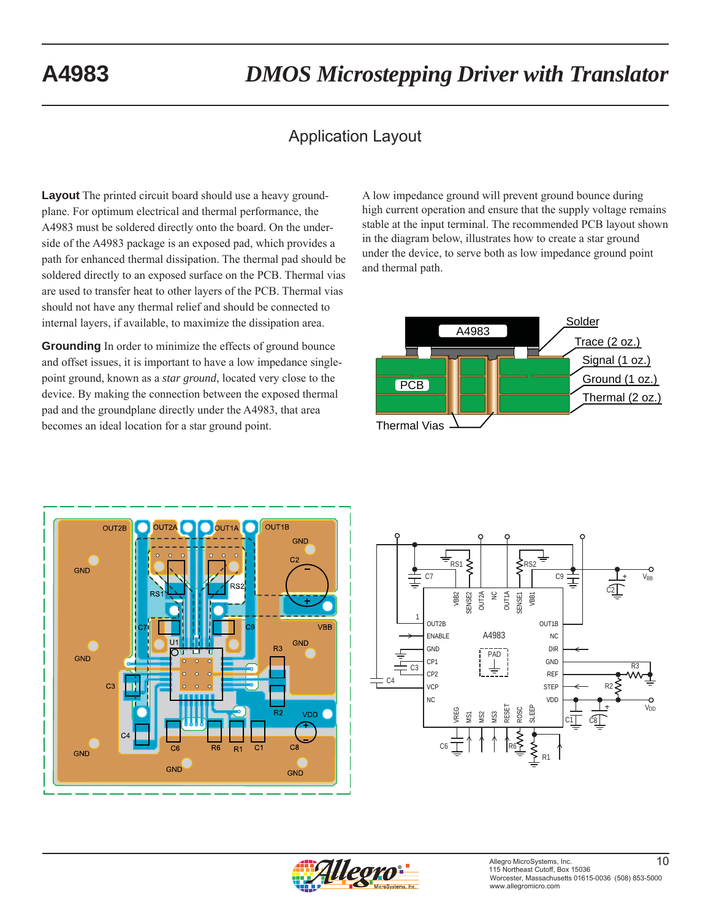## Application Layout

**Layout** The printed circuit board should use a heavy groundplane. For optimum electrical and thermal performance, the A4983 must be soldered directly onto the board. On the underside of the A4983 package is an exposed pad, which provides a path for enhanced thermal dissipation. The thermal pad should be soldered directly to an exposed surface on the PCB. Thermal vias are used to transfer heat to other layers of the PCB. Thermal vias should not have any thermal relief and should be connected to internal layers, if available, to maximize the dissipation area.

**Grounding** In order to minimize the effects of ground bounce and offset issues, it is important to have a low impedance single-point ground, known as a *star ground*, located very close to the device. By making the connection between the exposed thermal pad and the groundplane directly under the A4983, that area becomes an ideal location for a star ground point.

A low impedance ground will prevent ground bounce during high current operation and ensure that the supply voltage remains stable at the input terminal. The recommended PCB layout shown in the diagram below, illustrates how to create a star ground under the device, to serve both as low impedance ground point and thermal path.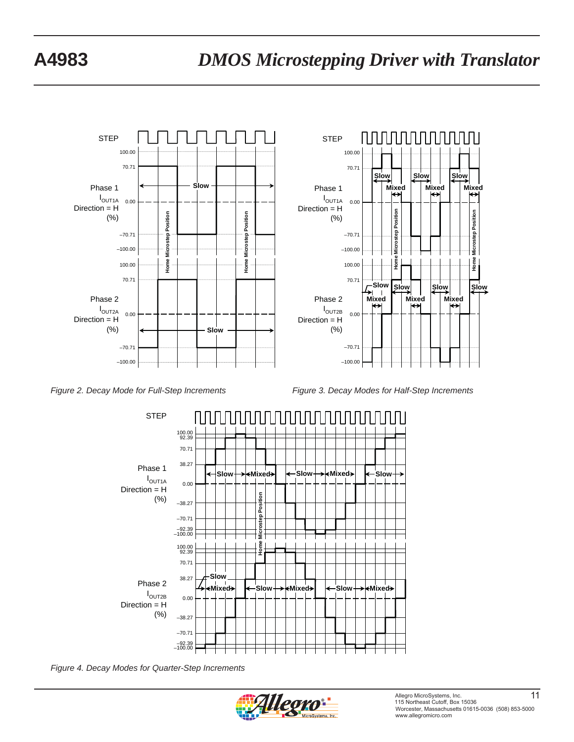Figure 2. Decay Mode for Full-Step Increments

Figure 3. Decay Modes for Half-Step Increments

Figure 4. Decay Modes for Quarter-Step Increments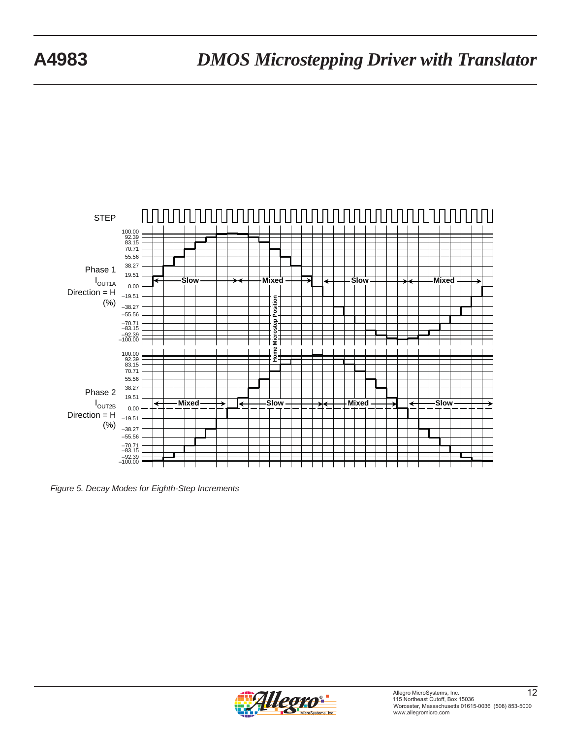*Figure 5. Decay Modes for Eighth-Step Increments*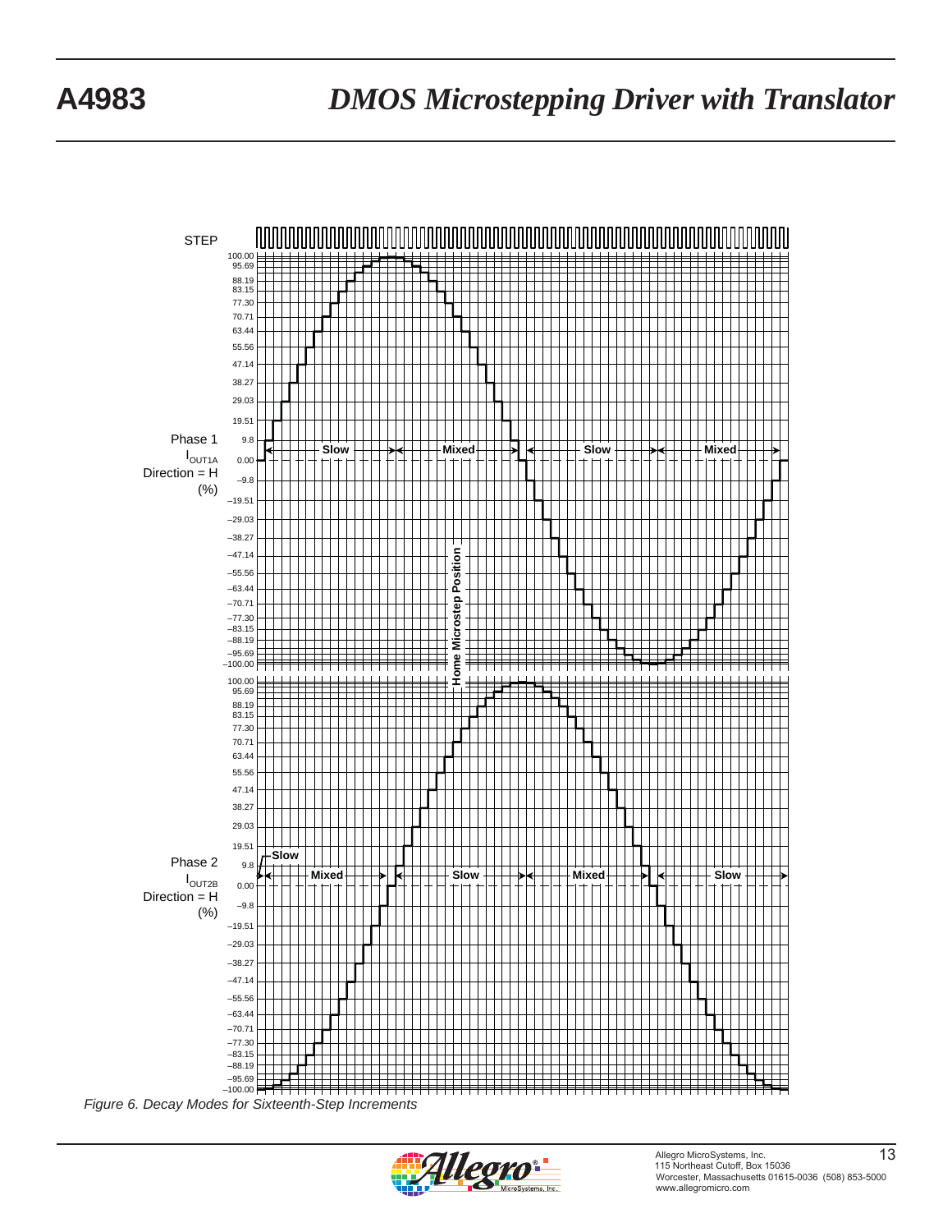*Figure 6. Decay Modes for Sixteenth-Step Increments*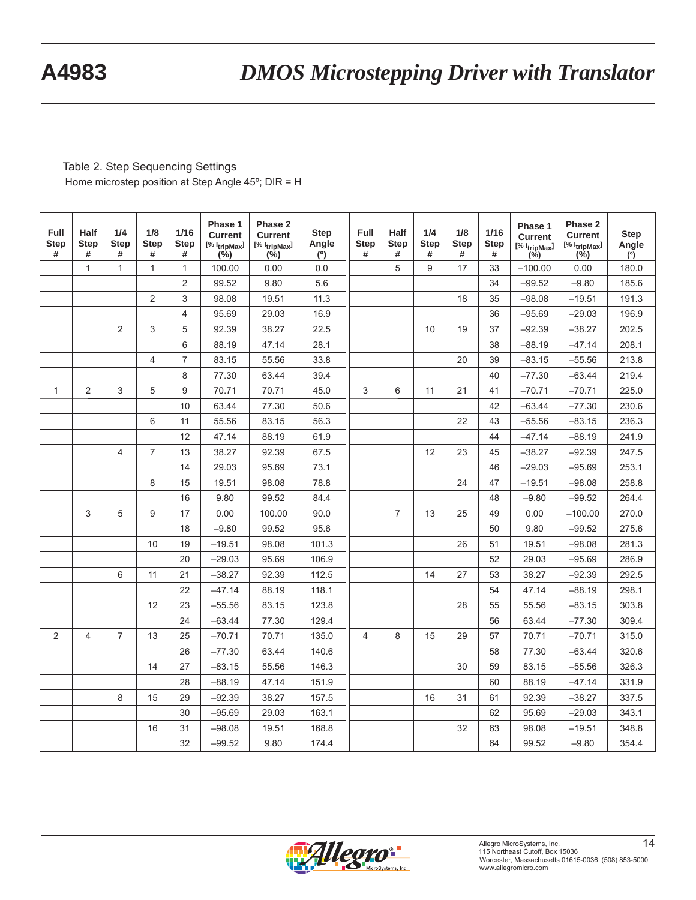Table 2. Step Sequencing Settings

Home microstep position at Step Angle 45º; DIR = H

| Full Step # | Half Step # | 1/4 Step # | 1/8 Step # | 1/16 Step # | Phase 1 Current [% $I_{tripMax}$] (%) | Phase 2 Current [% $I_{tripMax}$] (%) | Step Angle (º) | Full Step # | Half Step # | 1/4 Step # | 1/8 Step # | 1/16 Step # | Phase 1 Current [% $I_{tripMax}$] (%) | Phase 2 Current [% $I_{tripMax}$] (%) | Step Angle (º) |
|---|---|---|---|---|---|---|---|---|---|---|---|---|---|---|---|
| | 1 | 1 | 1 | 1 | 100.00 | 0.00 | 0.0 | | 5 | 9 | 17 | 33 | –100.00 | 0.00 | 180.0 |
| | | | | 2 | 99.52 | 9.80 | 5.6 | | | | | 34 | –99.52 | –9.80 | 185.6 |
| | | | 2 | 3 | 98.08 | 19.51 | 11.3 | | | | 18 | 35 | –98.08 | –19.51 | 191.3 |
| | | | | 4 | 95.69 | 29.03 | 16.9 | | | | | 36 | –95.69 | –29.03 | 196.9 |
| | | 2 | 3 | 5 | 92.39 | 38.27 | 22.5 | | | 10 | 19 | 37 | –92.39 | –38.27 | 202.5 |
| | | | | 6 | 88.19 | 47.14 | 28.1 | | | | | 38 | –88.19 | –47.14 | 208.1 |
| | | | 4 | 7 | 83.15 | 55.56 | 33.8 | | | | 20 | 39 | –83.15 | –55.56 | 213.8 |
| | | | | 8 | 77.30 | 63.44 | 39.4 | | | | | 40 | –77.30 | –63.44 | 219.4 |
| 1 | 2 | 3 | 5 | 9 | 70.71 | 70.71 | 45.0 | 3 | 6 | 11 | 21 | 41 | –70.71 | –70.71 | 225.0 |
| | | | | 10 | 63.44 | 77.30 | 50.6 | | | | | 42 | –63.44 | –77.30 | 230.6 |
| | | | 6 | 11 | 55.56 | 83.15 | 56.3 | | | | 22 | 43 | –55.56 | –83.15 | 236.3 |
| | | | | 12 | 47.14 | 88.19 | 61.9 | | | | | 44 | –47.14 | –88.19 | 241.9 |
| | | 4 | 7 | 13 | 38.27 | 92.39 | 67.5 | | | 12 | 23 | 45 | –38.27 | –92.39 | 247.5 |
| | | | | 14 | 29.03 | 95.69 | 73.1 | | | | | 46 | –29.03 | –95.69 | 253.1 |
| | | | 8 | 15 | 19.51 | 98.08 | 78.8 | | | | 24 | 47 | –19.51 | –98.08 | 258.8 |
| | | | | 16 | 9.80 | 99.52 | 84.4 | | | | | 48 | –9.80 | –99.52 | 264.4 |
| | 3 | 5 | 9 | 17 | 0.00 | 100.00 | 90.0 | | 7 | 13 | 25 | 49 | 0.00 | –100.00 | 270.0 |
| | | | | 18 | –9.80 | 99.52 | 95.6 | | | | | 50 | 9.80 | –99.52 | 275.6 |
| | | | 10 | 19 | –19.51 | 98.08 | 101.3 | | | | 26 | 51 | 19.51 | –98.08 | 281.3 |
| | | | | 20 | –29.03 | 95.69 | 106.9 | | | | | 52 | 29.03 | –95.69 | 286.9 |
| | | 6 | 11 | 21 | –38.27 | 92.39 | 112.5 | | | 14 | 27 | 53 | 38.27 | –92.39 | 292.5 |
| | | | | 22 | –47.14 | 88.19 | 118.1 | | | | | 54 | 47.14 | –88.19 | 298.1 |
| | | | 12 | 23 | –55.56 | 83.15 | 123.8 | | | | 28 | 55 | 55.56 | –83.15 | 303.8 |
| | | | | 24 | –63.44 | 77.30 | 129.4 | | | | | 56 | 63.44 | –77.30 | 309.4 |
| 2 | 4 | 7 | 13 | 25 | –70.71 | 70.71 | 135.0 | 4 | 8 | 15 | 29 | 57 | 70.71 | –70.71 | 315.0 |
| | | | | 26 | –77.30 | 63.44 | 140.6 | | | | | 58 | 77.30 | –63.44 | 320.6 |
| | | | 14 | 27 | –83.15 | 55.56 | 146.3 | | | | 30 | 59 | 83.15 | –55.56 | 326.3 |
| | | | | 28 | –88.19 | 47.14 | 151.9 | | | | | 60 | 88.19 | –47.14 | 331.9 |
| | | 8 | 15 | 29 | –92.39 | 38.27 | 157.5 | | | 16 | 31 | 61 | 92.39 | –38.27 | 337.5 |
| | | | | 30 | –95.69 | 29.03 | 163.1 | | | | | 62 | 95.69 | –29.03 | 343.1 |
| | | | 16 | 31 | –98.08 | 19.51 | 168.8 | | | | 32 | 63 | 98.08 | –19.51 | 348.8 |
| | | | | 32 | –99.52 | 9.80 | 174.4 | | | | | 64 | 99.52 | –9.80 | 354.4 |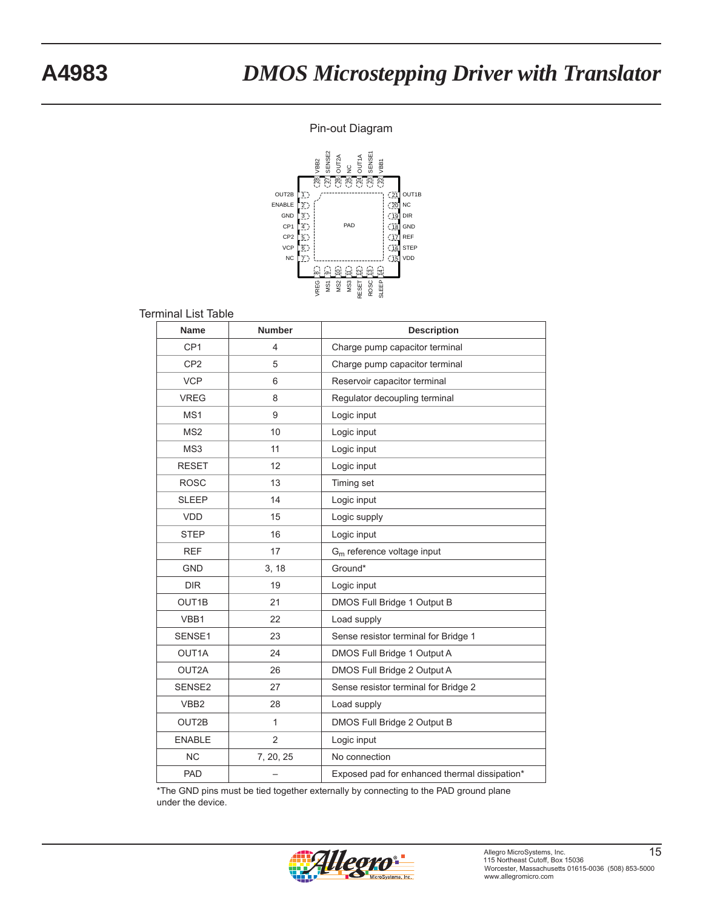## Pin-out Diagram

## Terminal List Table

| Name | Number | Description |
|---|---|---|
| CP1 | 4 | Charge pump capacitor terminal |
| CP2 | 5 | Charge pump capacitor terminal |
| VCP | 6 | Reservoir capacitor terminal |
| VREG | 8 | Regulator decoupling terminal |
| MS1 | 9 | Logic input |
| MS2 | 10 | Logic input |
| MS3 | 11 | Logic input |
| RESET | 12 | Logic input |
| ROSC | 13 | Timing set |
| SLEEP | 14 | Logic input |
| VDD | 15 | Logic supply |
| STEP | 16 | Logic input |
| REF | 17 | $G_m$ reference voltage input |
| GND | 3, 18 | Ground* |
| DIR | 19 | Logic input |
| OUT1B | 21 | DMOS Full Bridge 1 Output B |
| VBB1 | 22 | Load supply |
| SENSE1 | 23 | Sense resistor terminal for Bridge 1 |
| OUT1A | 24 | DMOS Full Bridge 1 Output A |
| OUT2A | 26 | DMOS Full Bridge 2 Output A |
| SENSE2 | 27 | Sense resistor terminal for Bridge 2 |
| VBB2 | 28 | Load supply |
| OUT2B | 1 | DMOS Full Bridge 2 Output B |
| ENABLE | 2 | Logic input |
| NC | 7, 20, 25 | No connection |
| PAD | – | Exposed pad for enhanced thermal dissipation* |

*The GND pins must be tied together externally by connecting to the PAD ground plane under the device.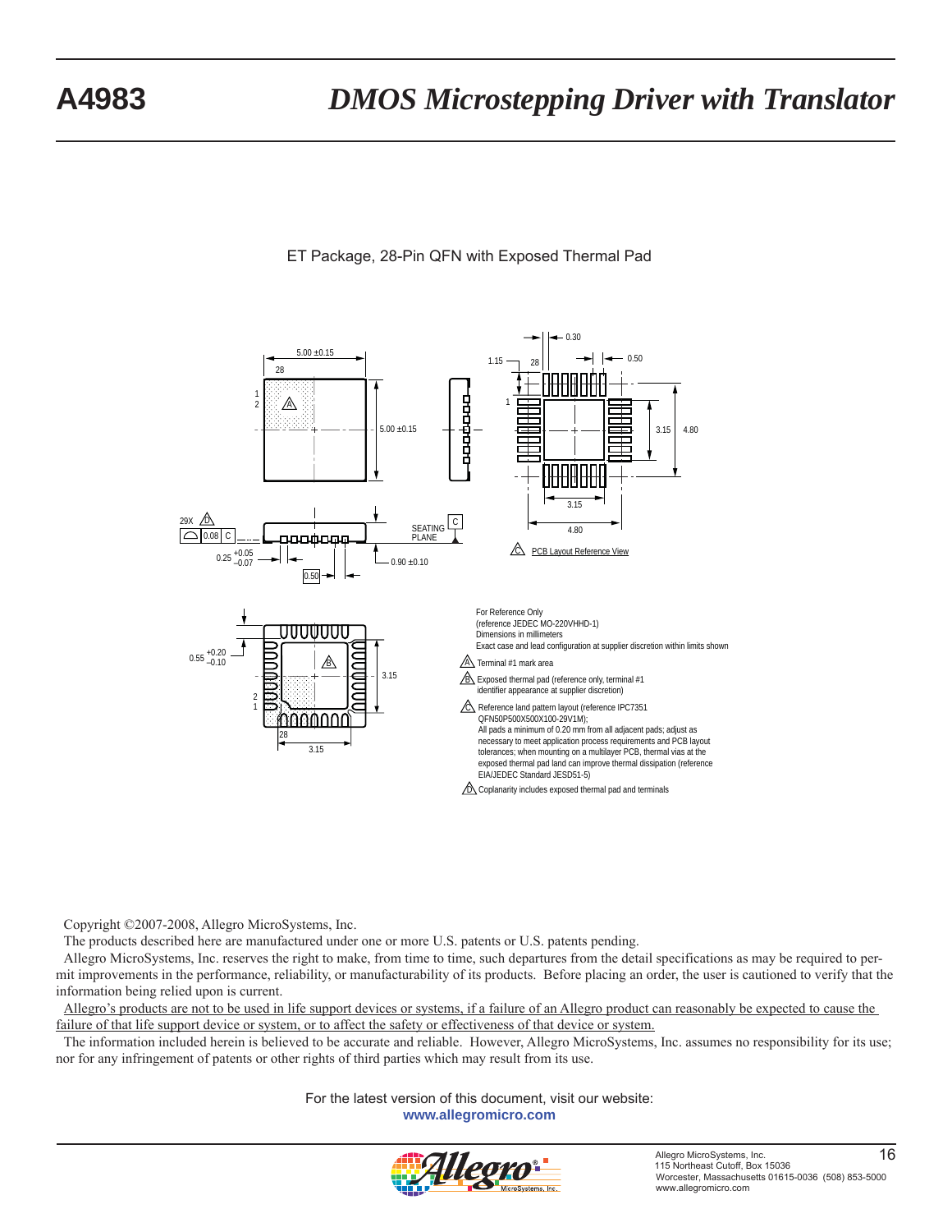ET Package, 28-Pin QFN with Exposed Thermal Pad

5.00 ±0.15

28

1
2

A

5.00 ±0.15

0.30

1.15

28

0.50

1

3.15

4.80

3.15

4.80

29X D

0.08 C

SEATING PLANE

C

0.25 +0.05 −0.07

0.90 ±0.10

0.50

C PCB Layout Reference View

0.55 +0.20 −0.10

B

3.15

2
1

28

3.15

For Reference Only
(reference JEDEC MO-220VHHD-1)
Dimensions in millimeters
Exact case and lead configuration at supplier discretion within limits shown

A Terminal #1 mark area

B Exposed thermal pad (reference only, terminal #1 identifier appearance at supplier discretion)

C Reference land pattern layout (reference IPC7351 QFN50P500X500X100-29V1M);
All pads a minimum of 0.20 mm from all adjacent pads; adjust as necessary to meet application process requirements and PCB layout tolerances; when mounting on a multilayer PCB, thermal vias at the exposed thermal pad land can improve thermal dissipation (reference EIA/JEDEC Standard JESD51-5)

D Coplanarity includes exposed thermal pad and terminals

Copyright ©2007-2008, Allegro MicroSystems, Inc.

The products described here are manufactured under one or more U.S. patents or U.S. patents pending.

Allegro MicroSystems, Inc. reserves the right to make, from time to time, such departures from the detail specifications as may be required to permit improvements in the performance, reliability, or manufacturability of its products. Before placing an order, the user is cautioned to verify that the information being relied upon is current.

Allegro's products are not to be used in life support devices or systems, if a failure of an Allegro product can reasonably be expected to cause the failure of that life support device or system, or to affect the safety or effectiveness of that device or system.

The information included herein is believed to be accurate and reliable. However, Allegro MicroSystems, Inc. assumes no responsibility for its use; nor for any infringement of patents or other rights of third parties which may result from its use.

For the latest version of this document, visit our website:
**www.allegromicro.com**

Allegro MicroSystems, Inc.
115 Northeast Cutoff, Box 15036
Worcester, Massachusetts 01615-0036 (508) 853-5000
www.allegromicro.com